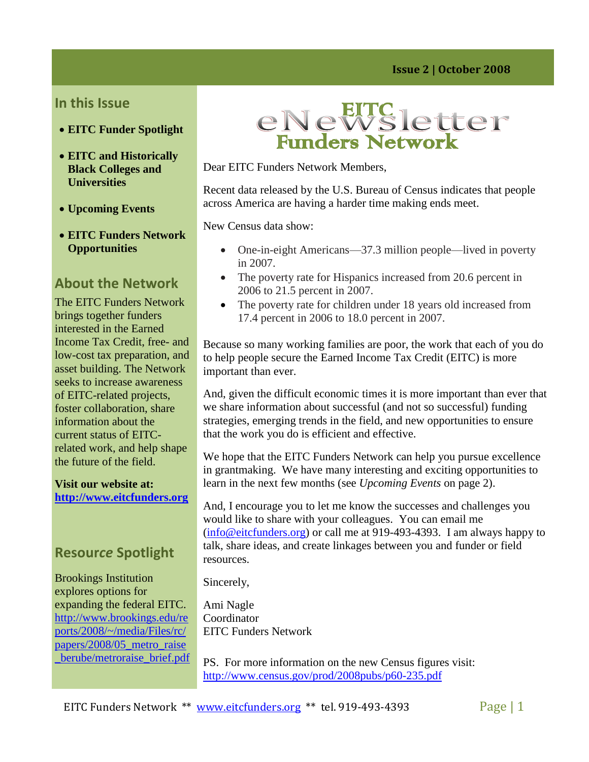Issue 2 | October 2008

## In this Issue

- **EITC Funder Spotlight**
- **EITC and Historically Black Colleges and Universities**
- **Upcoming Events**
- **EITC Funders Network Opportunities**

## About the Network

The EITC Funders Network brings together funders interested in the Earned Income Tax Credit, free- and low-cost tax preparation, and asset building. The Network seeks to increase awareness of EITC-related projects, foster collaboration, share information about the current status of EITC-related work, and help shape the future of the field.

**Visit our website at:** **http://www.eitcfunders.org**

## Resour*ce* Spotlight

Brookings Institution explores options for expanding the federal EITC. http://www.brookings.edu/reports/2008/~/media/Files/rc/papers/2008/05_metro_raise_berube/metroraise_brief.pdf

# EITC eNewsletter Funders Network

Dear EITC Funders Network Members,

Recent data released by the U.S. Bureau of Census indicates that people across America are having a harder time making ends meet.

New Census data show:

- One-in-eight Americans—37.3 million people—lived in poverty in 2007.
- The poverty rate for Hispanics increased from 20.6 percent in 2006 to 21.5 percent in 2007.
- The poverty rate for children under 18 years old increased from 17.4 percent in 2006 to 18.0 percent in 2007.

Because so many working families are poor, the work that each of you do to help people secure the Earned Income Tax Credit (EITC) is more important than ever.

And, given the difficult economic times it is more important than ever that we share information about successful (and not so successful) funding strategies, emerging trends in the field, and new opportunities to ensure that the work you do is efficient and effective.

We hope that the EITC Funders Network can help you pursue excellence in grantmaking. We have many interesting and exciting opportunities to learn in the next few months (see *Upcoming Events* on page 2).

And, I encourage you to let me know the successes and challenges you would like to share with your colleagues. You can email me (info@eitcfunders.org) or call me at 919-493-4393. I am always happy to talk, share ideas, and create linkages between you and funder or field resources.

Sincerely,

Ami Nagle
Coordinator
EITC Funders Network

PS. For more information on the new Census figures visit: http://www.census.gov/prod/2008pubs/p60-235.pdf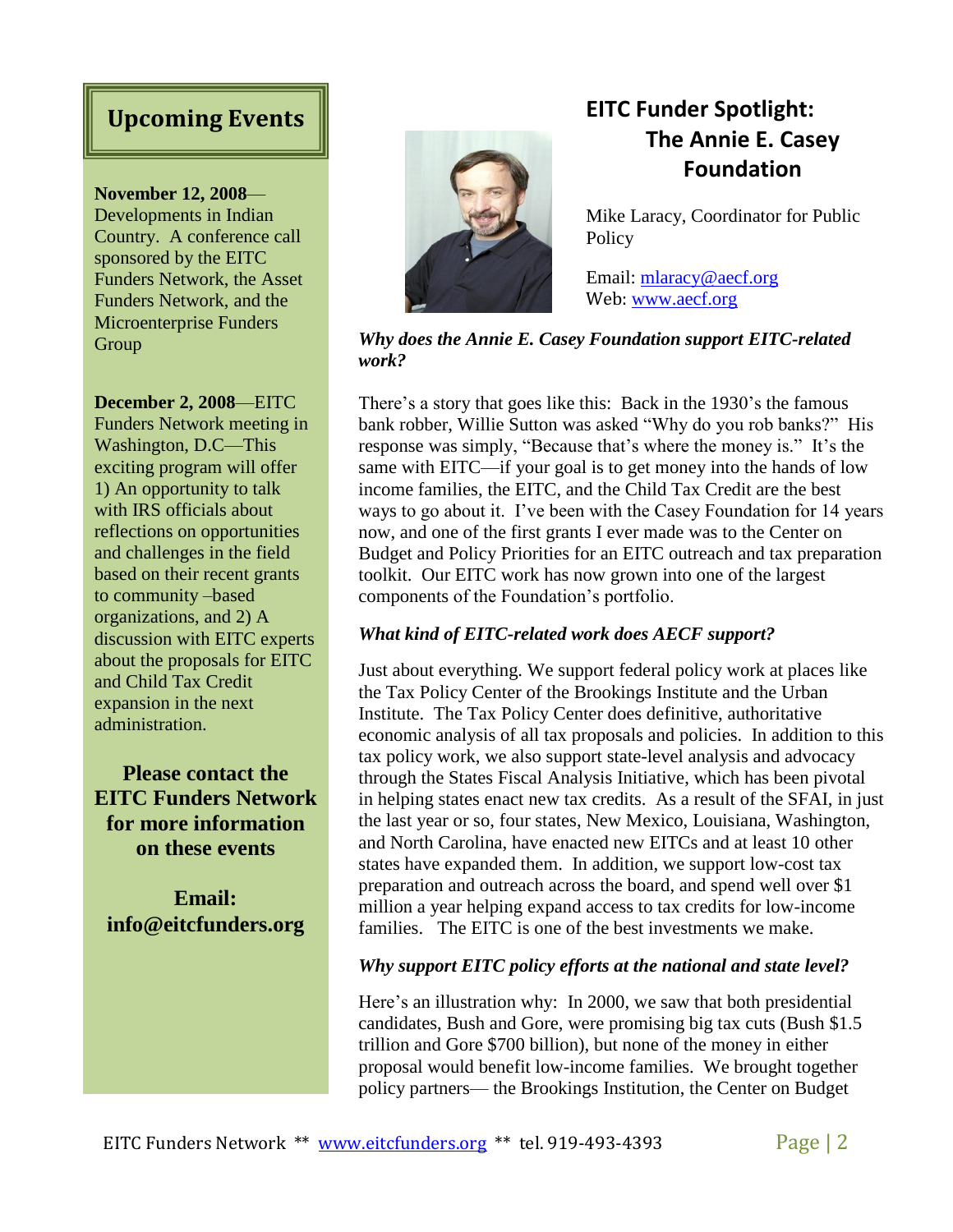## Upcoming Events

**November 12, 2008**—Developments in Indian Country. A conference call sponsored by the EITC Funders Network, the Asset Funders Network, and the Microenterprise Funders Group

**December 2, 2008**—EITC Funders Network meeting in Washington, D.C—This exciting program will offer 1) An opportunity to talk with IRS officials about reflections on opportunities and challenges in the field based on their recent grants to community –based organizations, and 2) A discussion with EITC experts about the proposals for EITC and Child Tax Credit expansion in the next administration.

**Please contact the EITC Funders Network for more information on these events**

**Email: info@eitcfunders.org**

## EITC Funder Spotlight: The Annie E. Casey Foundation

Mike Laracy, Coordinator for Public Policy

Email: mlaracy@aecf.org
Web: www.aecf.org

***Why does the Annie E. Casey Foundation support EITC-related work?***

There's a story that goes like this: Back in the 1930's the famous bank robber, Willie Sutton was asked "Why do you rob banks?" His response was simply, "Because that's where the money is." It's the same with EITC—if your goal is to get money into the hands of low income families, the EITC, and the Child Tax Credit are the best ways to go about it. I've been with the Casey Foundation for 14 years now, and one of the first grants I ever made was to the Center on Budget and Policy Priorities for an EITC outreach and tax preparation toolkit. Our EITC work has now grown into one of the largest components of the Foundation's portfolio.

***What kind of EITC-related work does AECF support?***

Just about everything. We support federal policy work at places like the Tax Policy Center of the Brookings Institute and the Urban Institute. The Tax Policy Center does definitive, authoritative economic analysis of all tax proposals and policies. In addition to this tax policy work, we also support state-level analysis and advocacy through the States Fiscal Analysis Initiative, which has been pivotal in helping states enact new tax credits. As a result of the SFAI, in just the last year or so, four states, New Mexico, Louisiana, Washington, and North Carolina, have enacted new EITCs and at least 10 other states have expanded them. In addition, we support low-cost tax preparation and outreach across the board, and spend well over $1 million a year helping expand access to tax credits for low-income families. The EITC is one of the best investments we make.

***Why support EITC policy efforts at the national and state level?***

Here's an illustration why: In 2000, we saw that both presidential candidates, Bush and Gore, were promising big tax cuts (Bush $1.5 trillion and Gore $700 billion), but none of the money in either proposal would benefit low-income families. We brought together policy partners— the Brookings Institution, the Center on Budget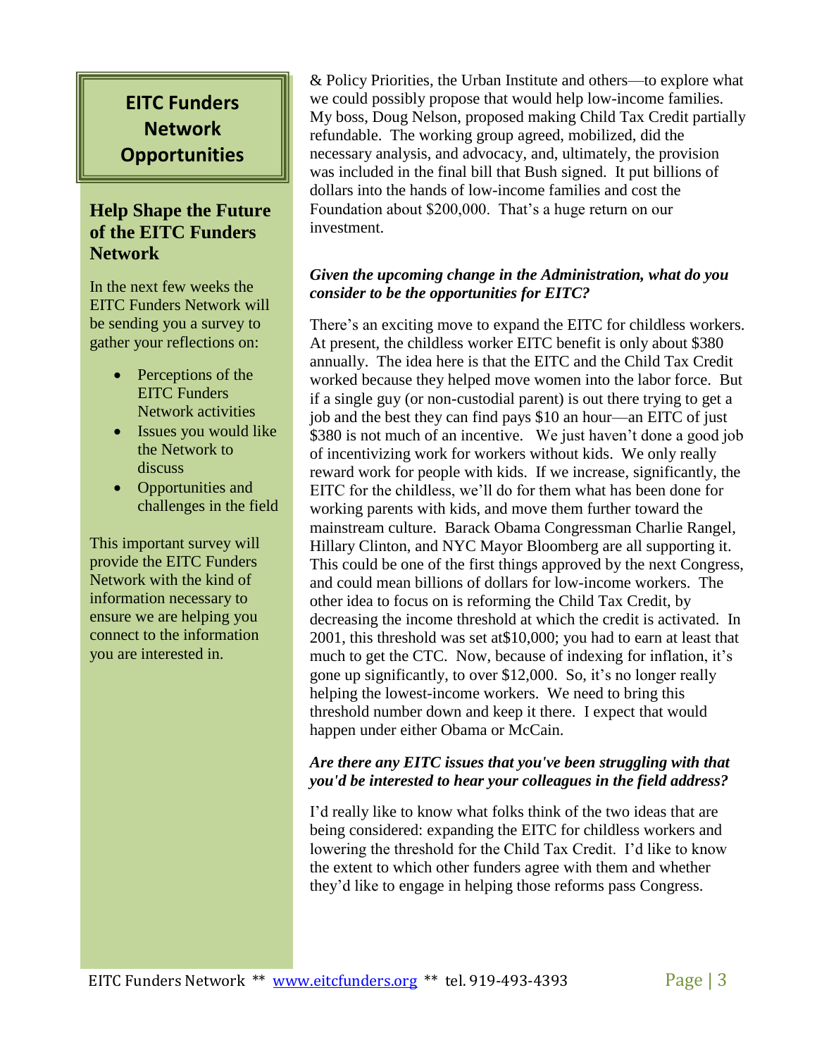## EITC Funders Network Opportunities

### Help Shape the Future of the EITC Funders Network

In the next few weeks the EITC Funders Network will be sending you a survey to gather your reflections on:

- Perceptions of the EITC Funders Network activities
- Issues you would like the Network to discuss
- Opportunities and challenges in the field

This important survey will provide the EITC Funders Network with the kind of information necessary to ensure we are helping you connect to the information you are interested in.

& Policy Priorities, the Urban Institute and others—to explore what we could possibly propose that would help low-income families. My boss, Doug Nelson, proposed making Child Tax Credit partially refundable. The working group agreed, mobilized, did the necessary analysis, and advocacy, and, ultimately, the provision was included in the final bill that Bush signed. It put billions of dollars into the hands of low-income families and cost the Foundation about $200,000. That's a huge return on our investment.

***Given the upcoming change in the Administration, what do you consider to be the opportunities for EITC?***

There's an exciting move to expand the EITC for childless workers. At present, the childless worker EITC benefit is only about $380 annually. The idea here is that the EITC and the Child Tax Credit worked because they helped move women into the labor force. But if a single guy (or non-custodial parent) is out there trying to get a job and the best they can find pays $10 an hour—an EITC of just $380 is not much of an incentive. We just haven't done a good job of incentivizing work for workers without kids. We only really reward work for people with kids. If we increase, significantly, the EITC for the childless, we'll do for them what has been done for working parents with kids, and move them further toward the mainstream culture. Barack Obama Congressman Charlie Rangel, Hillary Clinton, and NYC Mayor Bloomberg are all supporting it. This could be one of the first things approved by the next Congress, and could mean billions of dollars for low-income workers. The other idea to focus on is reforming the Child Tax Credit, by decreasing the income threshold at which the credit is activated. In 2001, this threshold was set at$10,000; you had to earn at least that much to get the CTC. Now, because of indexing for inflation, it's gone up significantly, to over $12,000. So, it's no longer really helping the lowest-income workers. We need to bring this threshold number down and keep it there. I expect that would happen under either Obama or McCain.

***Are there any EITC issues that you've been struggling with that you'd be interested to hear your colleagues in the field address?***

I'd really like to know what folks think of the two ideas that are being considered: expanding the EITC for childless workers and lowering the threshold for the Child Tax Credit. I'd like to know the extent to which other funders agree with them and whether they'd like to engage in helping those reforms pass Congress.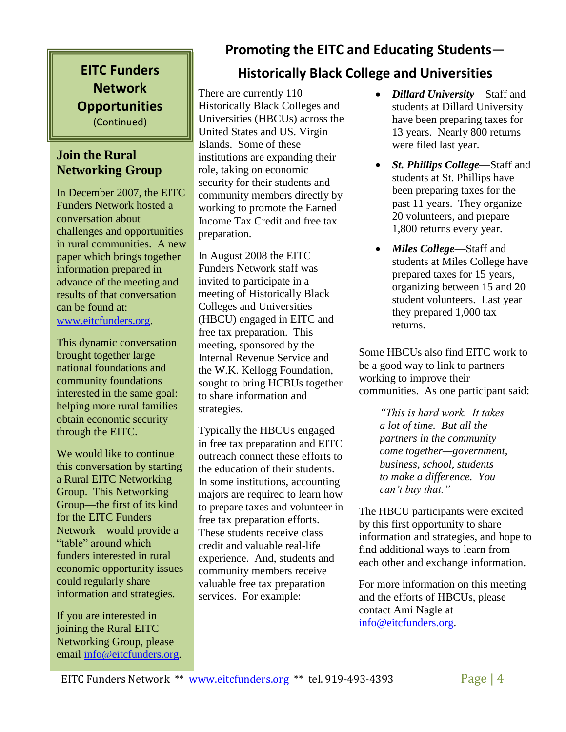## EITC Funders Network Opportunities
(Continued)

### Join the Rural Networking Group

In December 2007, the EITC Funders Network hosted a conversation about challenges and opportunities in rural communities. A new paper which brings together information prepared in advance of the meeting and results of that conversation can be found at: [www.eitcfunders.org](http://www.eitcfunders.org).

This dynamic conversation brought together large national foundations and community foundations interested in the same goal: helping more rural families obtain economic security through the EITC.

We would like to continue this conversation by starting a Rural EITC Networking Group. This Networking Group—the first of its kind for the EITC Funders Network—would provide a "table" around which funders interested in rural economic opportunity issues could regularly share information and strategies.

If you are interested in joining the Rural EITC Networking Group, please email [info@eitcfunders.org](mailto:info@eitcfunders.org).

## Promoting the EITC and Educating Students—Historically Black College and Universities

There are currently 110 Historically Black Colleges and Universities (HBCUs) across the United States and US. Virgin Islands. Some of these institutions are expanding their role, taking on economic security for their students and community members directly by working to promote the Earned Income Tax Credit and free tax preparation.

In August 2008 the EITC Funders Network staff was invited to participate in a meeting of Historically Black Colleges and Universities (HBCU) engaged in EITC and free tax preparation. This meeting, sponsored by the Internal Revenue Service and the W.K. Kellogg Foundation, sought to bring HCBUs together to share information and strategies.

Typically the HBCUs engaged in free tax preparation and EITC outreach connect these efforts to the education of their students. In some institutions, accounting majors are required to learn how to prepare taxes and volunteer in free tax preparation efforts. These students receive class credit and valuable real-life experience. And, students and community members receive valuable free tax preparation services. For example:

- ***Dillard University***—Staff and students at Dillard University have been preparing taxes for 13 years. Nearly 800 returns were filed last year.
- ***St. Phillips College***—Staff and students at St. Phillips have been preparing taxes for the past 11 years. They organize 20 volunteers, and prepare 1,800 returns every year.
- ***Miles College***—Staff and students at Miles College have prepared taxes for 15 years, organizing between 15 and 20 student volunteers. Last year they prepared 1,000 tax returns.

Some HBCUs also find EITC work to be a good way to link to partners working to improve their communities. As one participant said:

> *"This is hard work. It takes a lot of time. But all the partners in the community come together—government, business, school, students—to make a difference. You can't buy that."*

The HBCU participants were excited by this first opportunity to share information and strategies, and hope to find additional ways to learn from each other and exchange information.

For more information on this meeting and the efforts of HBCUs, please contact Ami Nagle at [info@eitcfunders.org](mailto:info@eitcfunders.org).